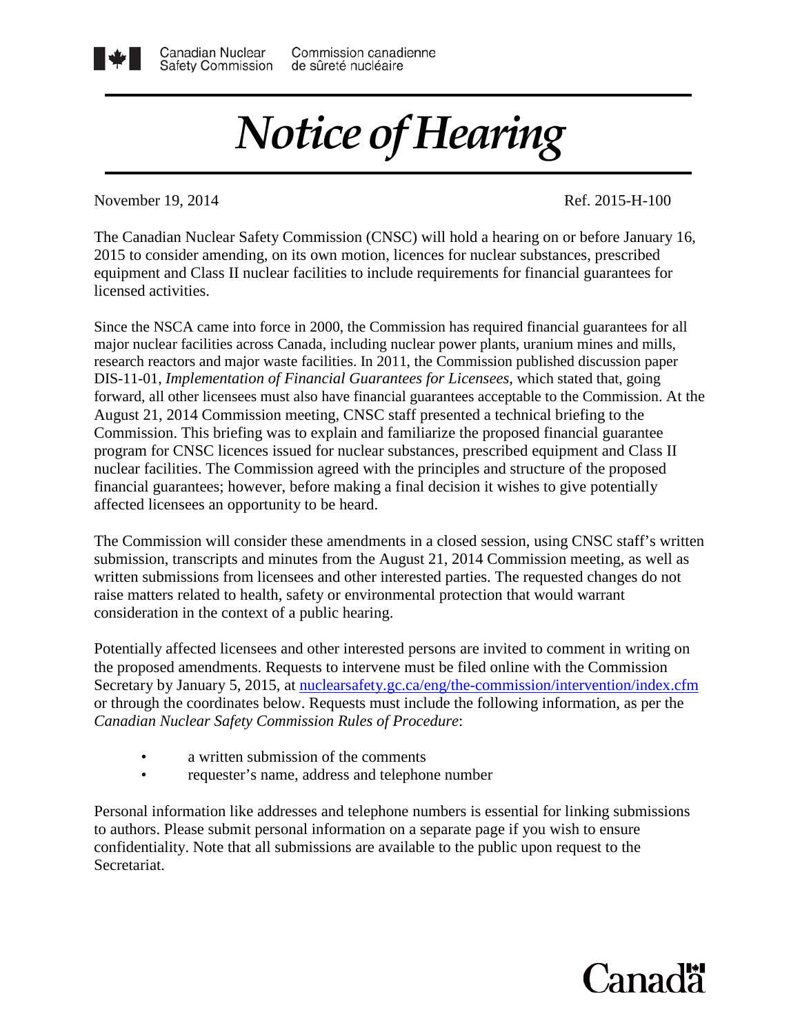Canadian Nuclear Safety Commission | Commission canadienne de sûreté nucléaire

# *Notice of Hearing*

November 19, 2014 Ref. 2015-H-100

The Canadian Nuclear Safety Commission (CNSC) will hold a hearing on or before January 16, 2015 to consider amending, on its own motion, licences for nuclear substances, prescribed equipment and Class II nuclear facilities to include requirements for financial guarantees for licensed activities.

Since the NSCA came into force in 2000, the Commission has required financial guarantees for all major nuclear facilities across Canada, including nuclear power plants, uranium mines and mills, research reactors and major waste facilities. In 2011, the Commission published discussion paper DIS-11-01, *Implementation of Financial Guarantees for Licensees*, which stated that, going forward, all other licensees must also have financial guarantees acceptable to the Commission. At the August 21, 2014 Commission meeting, CNSC staff presented a technical briefing to the Commission. This briefing was to explain and familiarize the proposed financial guarantee program for CNSC licences issued for nuclear substances, prescribed equipment and Class II nuclear facilities. The Commission agreed with the principles and structure of the proposed financial guarantees; however, before making a final decision it wishes to give potentially affected licensees an opportunity to be heard.

The Commission will consider these amendments in a closed session, using CNSC staff's written submission, transcripts and minutes from the August 21, 2014 Commission meeting, as well as written submissions from licensees and other interested parties. The requested changes do not raise matters related to health, safety or environmental protection that would warrant consideration in the context of a public hearing.

Potentially affected licensees and other interested persons are invited to comment in writing on the proposed amendments. Requests to intervene must be filed online with the Commission Secretary by January 5, 2015, at nuclearsafety.gc.ca/eng/the-commission/intervention/index.cfm or through the coordinates below. Requests must include the following information, as per the *Canadian Nuclear Safety Commission Rules of Procedure*:

- a written submission of the comments
- requester's name, address and telephone number

Personal information like addresses and telephone numbers is essential for linking submissions to authors. Please submit personal information on a separate page if you wish to ensure confidentiality. Note that all submissions are available to the public upon request to the Secretariat.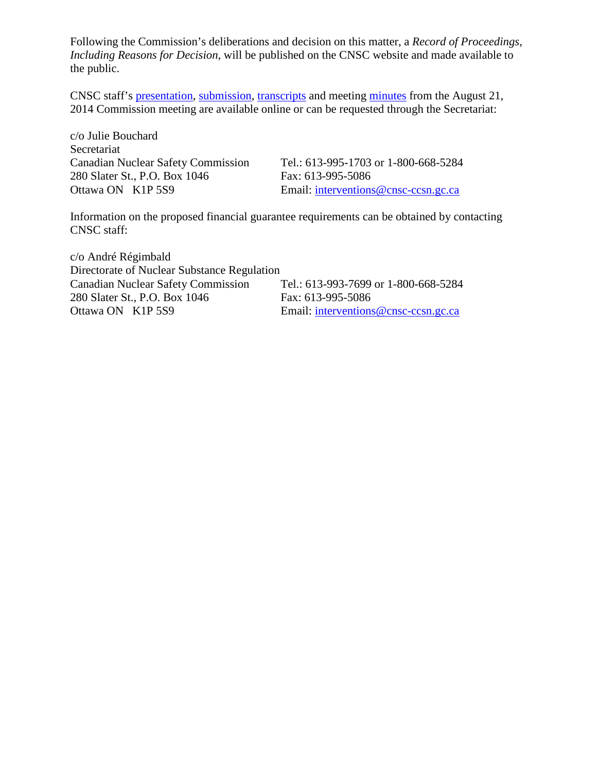Following the Commission's deliberations and decision on this matter, a *Record of Proceedings, Including Reasons for Decision*, will be published on the CNSC website and made available to the public.

CNSC staff's presentation, submission, transcripts and meeting minutes from the August 21, 2014 Commission meeting are available online or can be requested through the Secretariat:

c/o Julie Bouchard
Secretariat
Canadian Nuclear Safety Commission
280 Slater St., P.O. Box 1046
Ottawa ON K1P 5S9

Tel.: 613-995-1703 or 1-800-668-5284
Fax: 613-995-5086
Email: interventions@cnsc-ccsn.gc.ca

Information on the proposed financial guarantee requirements can be obtained by contacting CNSC staff:

c/o André Régimbald
Directorate of Nuclear Substance Regulation
Canadian Nuclear Safety Commission
280 Slater St., P.O. Box 1046
Ottawa ON K1P 5S9

Tel.: 613-993-7699 or 1-800-668-5284
Fax: 613-995-5086
Email: interventions@cnsc-ccsn.gc.ca